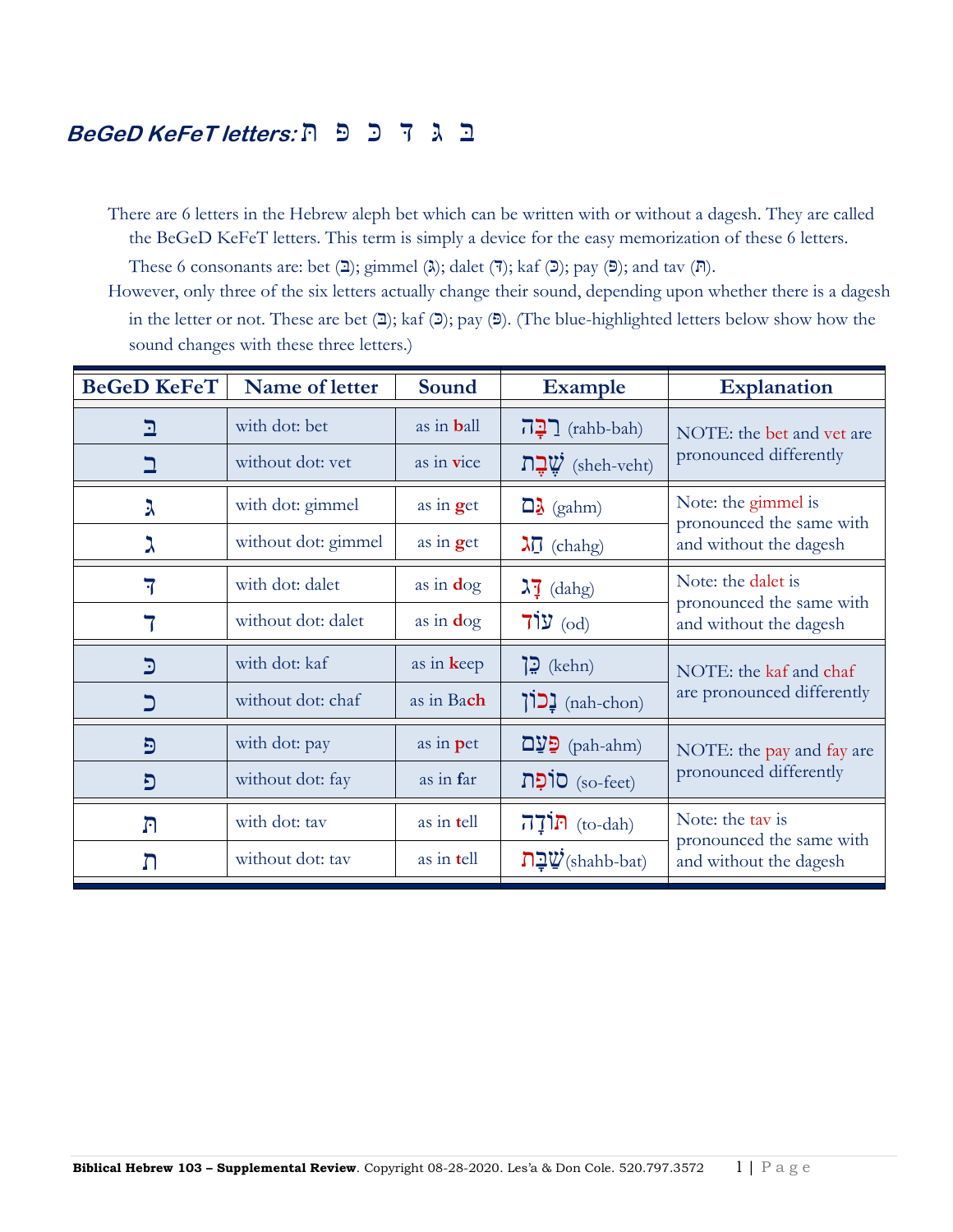## *BeGeD KeFeT letters:* ב ג ד כ פ ת

There are 6 letters in the Hebrew aleph bet which can be written with or without a dagesh. They are called the BeGeD KeFeT letters. This term is simply a device for the easy memorization of these 6 letters. These 6 consonants are: bet (בּ); gimmel (גּ); dalet (דּ); kaf (כּ); pay (פּ); and tav (תּ).

However, only three of the six letters actually change their sound, depending upon whether there is a dagesh in the letter or not. These are bet (בּ); kaf (כּ); pay (פּ). (The blue-highlighted letters below show how the sound changes with these three letters.)

| BeGeD KeFeT | Name of letter | Sound | Example | Explanation |
|---|---|---|---|---|
| בּ | with dot: bet | as in **b**all | רַבָּה (rahb-bah) | NOTE: the bet and vet are pronounced differently |
| ב | without dot: vet | as in **v**ice | שֶׁבֶת (sheh-veht) | |
| גּ | with dot: gimmel | as in **g**et | גַּם (gahm) | Note: the gimmel is pronounced the same with and without the dagesh |
| ג | without dot: gimmel | as in **g**et | חַג (chahg) | |
| דּ | with dot: dalet | as in **d**og | דָּג (dahg) | Note: the dalet is pronounced the same with and without the dagesh |
| ד | without dot: dalet | as in **d**og | עוֹד (od) | |
| כּ | with dot: kaf | as in **k**eep | כֵּן (kehn) | NOTE: the kaf and chaf are pronounced differently |
| כ | without dot: chaf | as in Ba**ch** | נָכוֹן (nah-chon) | |
| פּ | with dot: pay | as in **p**et | פַּעַם (pah-ahm) | NOTE: the pay and fay are pronounced differently |
| פ | without dot: fay | as in **f**ar | סוֹפִת (so-feet) | |
| תּ | with dot: tav | as in **t**ell | תּוֹדָה (to-dah) | Note: the tav is pronounced the same with and without the dagesh |
| ת | without dot: tav | as in **t**ell | שַׁבָּת (shahb-bat) | |

**Biblical Hebrew 103 – Supplemental Review**. Copyright 08-28-2020. Les'a & Don Cole. 520.797.3572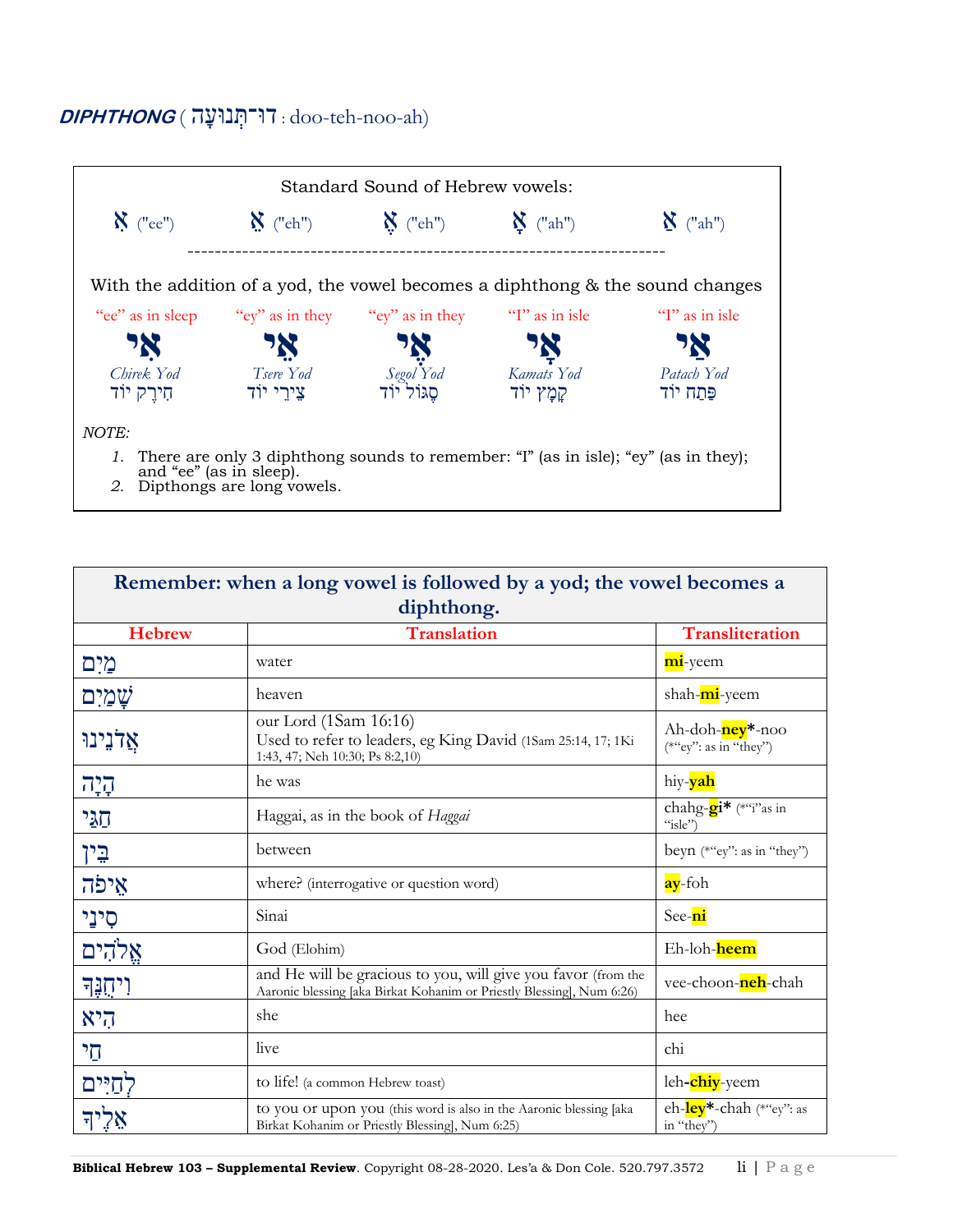## *DIPHTHONG* ( דוּ־תְּנוּעָה : doo-teh-noo-ah)

Standard Sound of Hebrew vowels:

| אִ ("ee") | אֵ ("eh") | אֶ ("eh") | אָ ("ah") | אַ ("ah") |
|---|---|---|---|---|

With the addition of a yod, the vowel becomes a diphthong & the sound changes

| "ee" as in sleep | "ey" as in they | "ey" as in they | "I" as in isle | "I" as in isle |
|---|---|---|---|---|
| אִי | אֵי | אֶי | אָי | אַי |
| *Chirek Yod* חִירֶק יוֹד | *Tsere Yod* צֵירֵי יוֹד | *Segol Yod* סֶגּוֹל יוֹד | *Kamats Yod* קָמָץ יוֹד | *Patach Yod* פַּתַח יוֹד |

*NOTE:*

1. There are only 3 diphthong sounds to remember: "I" (as in isle); "ey" (as in they); and "ee" (as in sleep).
2. Dipthongs are long vowels.

**Remember: when a long vowel is followed by a yod; the vowel becomes a diphthong.**

| Hebrew | Translation | Transliteration |
|---|---|---|
| מַיִם | water | **mi**-yeem |
| שָׁמַיִם | heaven | shah-**mi**-yeem |
| אֲדֹנֵינוּ | our Lord (1Sam 16:16) Used to refer to leaders, eg King David (1Sam 25:14, 17; 1Ki 1:43, 47; Neh 10:30; Ps 8:2,10) | Ah-doh-**ney***-noo (*"ey": as in "they") |
| הָיָה | he was | hiy-**yah** |
| חַגַּי | Haggai, as in the book of *Haggai* | chahg-**gi*** (*"i"as in "isle") |
| בֵּין | between | beyn (*"ey": as in "they") |
| אֵיפֹה | where? (interrogative or question word) | **ay**-foh |
| סִינַי | Sinai | See-**ni** |
| אֱלֹהִים | God (Elohim) | Eh-loh-**heem** |
| וִיחֻנֶּךָּ | and He will be gracious to you, will give you favor (from the Aaronic blessing [aka Birkat Kohanim or Priestly Blessing], Num 6:26) | vee-choon-**neh**-chah |
| הִיא | she | hee |
| חַי | live | chi |
| לְחַיִּים | to life! (a common Hebrew toast) | leh-**chiy**-yeem |
| אֵלֶיךָ | to you or upon you (this word is also in the Aaronic blessing [aka Birkat Kohanim or Priestly Blessing], Num 6:25) | eh-**ley***-chah (*"ey": as in "they") |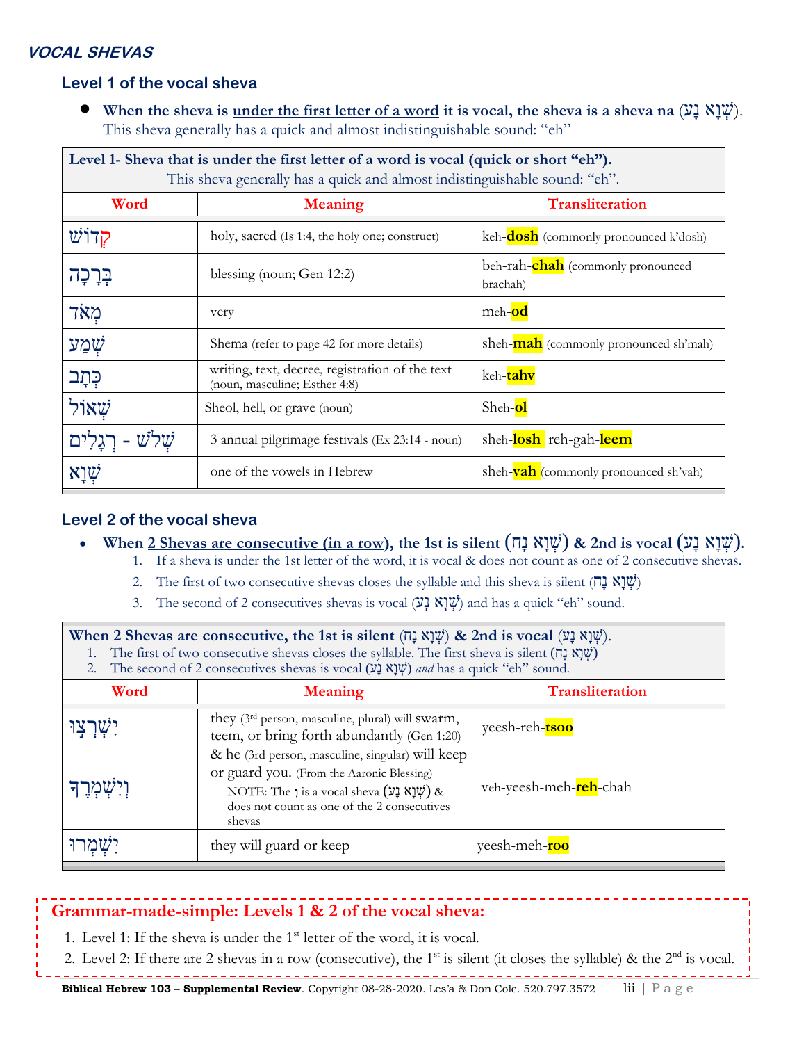## *VOCAL SHEVAS*

### Level 1 of the vocal sheva

- **When the sheva is <u>under the first letter of a word</u> it is vocal, the sheva is a sheva na (שְׁוָא נָע).** This sheva generally has a quick and almost indistinguishable sound: "eh"

| **Level 1- Sheva that is under the first letter of a word is vocal (quick or short "eh").** This sheva generally has a quick and almost indistinguishable sound: "eh". | | |
|---|---|---|
| **Word** | **Meaning** | **Transliteration** |
| קְדוֹשׁ | holy, sacred (Is 1:4, the holy one; construct) | keh-**dosh** (commonly pronounced k'dosh) |
| בְּרָכָה | blessing (noun; Gen 12:2) | beh-rah-**chah** (commonly pronounced brachah) |
| מְאֹד | very | meh-**od** |
| שְׁמַע | Shema (refer to page 42 for more details) | sheh-**mah** (commonly pronounced sh'mah) |
| כְּתָב | writing, text, decree, registration of the text (noun, masculine; Esther 4:8) | keh-**tahv** |
| שְׁאוֹל | Sheol, hell, or grave (noun) | Sheh-**ol** |
| שְׁלֹשׁ - רְגָלִים | 3 annual pilgrimage festivals (Ex 23:14 - noun) | sheh-**losh** reh-gah-**leem** |
| שְׁוָא | one of the vowels in Hebrew | sheh-**vah** (commonly pronounced sh'vah) |

### Level 2 of the vocal sheva

- **When <u>2 Shevas are consecutive (in a row)</u>, the 1st is silent (שְׁוָא נָח) & 2nd is vocal (שְׁוָא נָע).**
  1. If a sheva is under the 1st letter of the word, it is vocal & does not count as one of 2 consecutive shevas.
  2. The first of two consecutive shevas closes the syllable and this sheva is silent (שְׁוָא נָח)
  3. The second of 2 consecutives shevas is vocal (שְׁוָא נָע) and has a quick "eh" sound.

| **When 2 Shevas are consecutive, <u>the 1st is silent</u> (שְׁוָא נָח) & <u>2nd is vocal</u> (שְׁוָא נָע).** 1. The first of two consecutive shevas closes the syllable. The first sheva is silent (שְׁוָא נָח) 2. The second of 2 consecutives shevas is vocal (שְׁוָא נָע) *and* has a quick "eh" sound. | | |
|---|---|---|
| **Word** | **Meaning** | **Transliteration** |
| יִשְׁרְצוּ | they (3rd person, masculine, plural) will swarm, teem, or bring forth abundantly (Gen 1:20) | yeesh-reh-**tsoo** |
| וְיִשְׁמְרֶךָ | & he (3rd person, masculine, singular) will keep or guard you. (From the Aaronic Blessing) NOTE: The וְ is a vocal sheva (שְׁוָא נָע) & does not count as one of the 2 consecutives shevas | veh-yeesh-meh-**reh**-chah |
| יִשְׁמְרוּ | they will guard or keep | yeesh-meh-**roo** |

**Grammar-made-simple: Levels 1 & 2 of the vocal sheva:**

1. Level 1: If the sheva is under the 1st letter of the word, it is vocal.
2. Level 2: If there are 2 shevas in a row (consecutive), the 1st is silent (it closes the syllable) & the 2nd is vocal.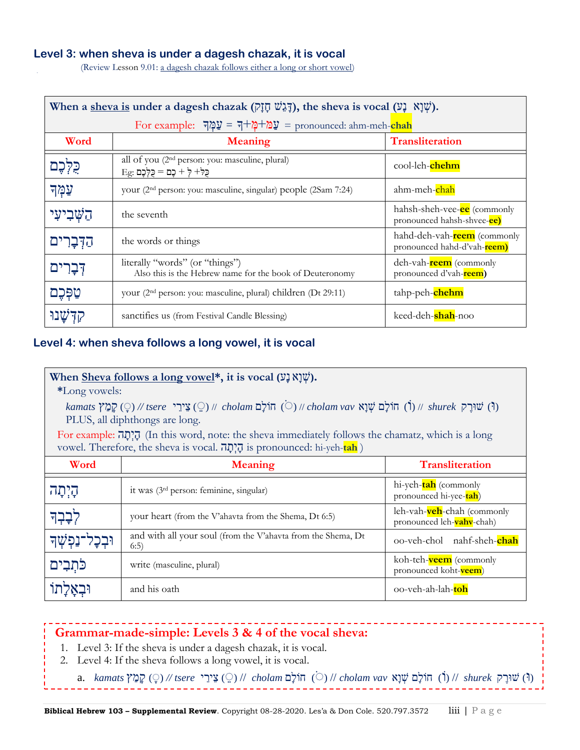### Level 3: when sheva is under a dagesh chazak, it is vocal

(Review Lesson 9.01: a dagesh chazak follows either a long or short vowel)

| When a sheva is under a dagesh chazak (דָּגֵשׁ חָזָק), the sheva is vocal (שְׁוָא נָע). For example: עַמְּךָ = עַמ+מְּ+ךָ = pronounced: ahm-meh-**chah** | | |
|---|---|---|
| **Word** | **Meaning** | **Transliteration** |
| כֻּלְּכֶם | all of you (2nd person: you: masculine, plural) Eg: כֻּלְּכֶם = כֶּם + לְ +כֻּל | cool-leh-**chehm** |
| עַמְּךָ | your (2nd person: you: masculine, singular) people (2Sam 7:24) | ahm-meh-**chah** |
| הַשְּׁבִיעִי | the seventh | hahsh-sheh-vee-**ee** (commonly pronounced hahsh-shvee-**ee**) |
| הַדְּבָרִים | the words or things | hahd-deh-vah-**reem** (commonly pronounced hahd-d'vah-**reem**) |
| דְּבָרִים | literally "words" (or "things") Also this is the Hebrew name for the book of Deuteronomy | deh-vah-**reem** (commonly pronounced d'vah-**reem**) |
| טַפְּכֶם | your (2nd person: you: masculine, plural) children (Dt 29:11) | tahp-peh-**chehm** |
| קִדְּשָׁנוּ | sanctifies us (from Festival Candle Blessing) | keed-deh-**shah**-noo |

### Level 4: when sheva follows a long vowel, it is vocal

| When Sheva follows a long vowel*, it is vocal (שְׁוָא נָע). *Long vowels: *kamats* קָמַץ (ָ) // *tsere* צֵירֵי (ֵ) // *cholam* חוֹלָם (ֹ) // *cholam vav* חוֹלָם שְׁוָא (וֹ) // *shurek* שׁוּרֶק (וּ) PLUS, all dipthongs are long. For example: הָיְתָה (In this word, note: the sheva immediately follows the chamatz, which is a long vowel. Therefore, the sheva is vocal. הָיְתָה is pronounced: hi-yeh-**tah** ) | | |
|---|---|---|
| **Word** | **Meaning** | **Transliteration** |
| הָיְתָה | it was (3rd person: feminine, singular) | hi-yeh-**tah** (commonly pronounced hi-yee-**tah**) |
| לְבָבְךָ | your heart (from the V'ahavta from the Shema, Dt 6:5) | leh-vah-**veh**-chah (commonly pronounced leh-**vahv**-chah) |
| וּבְכָל־נַפְשְׁךָ | and with all your soul (from the V'ahavta from the Shema, Dt 6:5) | oo-veh-chol nahf-sheh-**chah** |
| כֹּתְבִים | write (masculine, plural) | koh-teh-**veem** (commonly pronounced koht-**veem**) |
| וּבְאָלָתוֹ | and his oath | oo-veh-ah-lah-**toh** |

**Grammar-made-simple: Levels 3 & 4 of the vocal sheva:**

1. Level 3: If the sheva is under a dagesh chazak, it is vocal.
2. Level 4: If the sheva follows a long vowel, it is vocal.
   a. *kamats* קָמַץ (ָ) // *tsere* צֵירֵי (ֵ) // *cholam* חוֹלָם (ֹ) // *cholam vav* חוֹלָם שְׁוָא (וֹ) // *shurek* שׁוּרֶק (וּ)